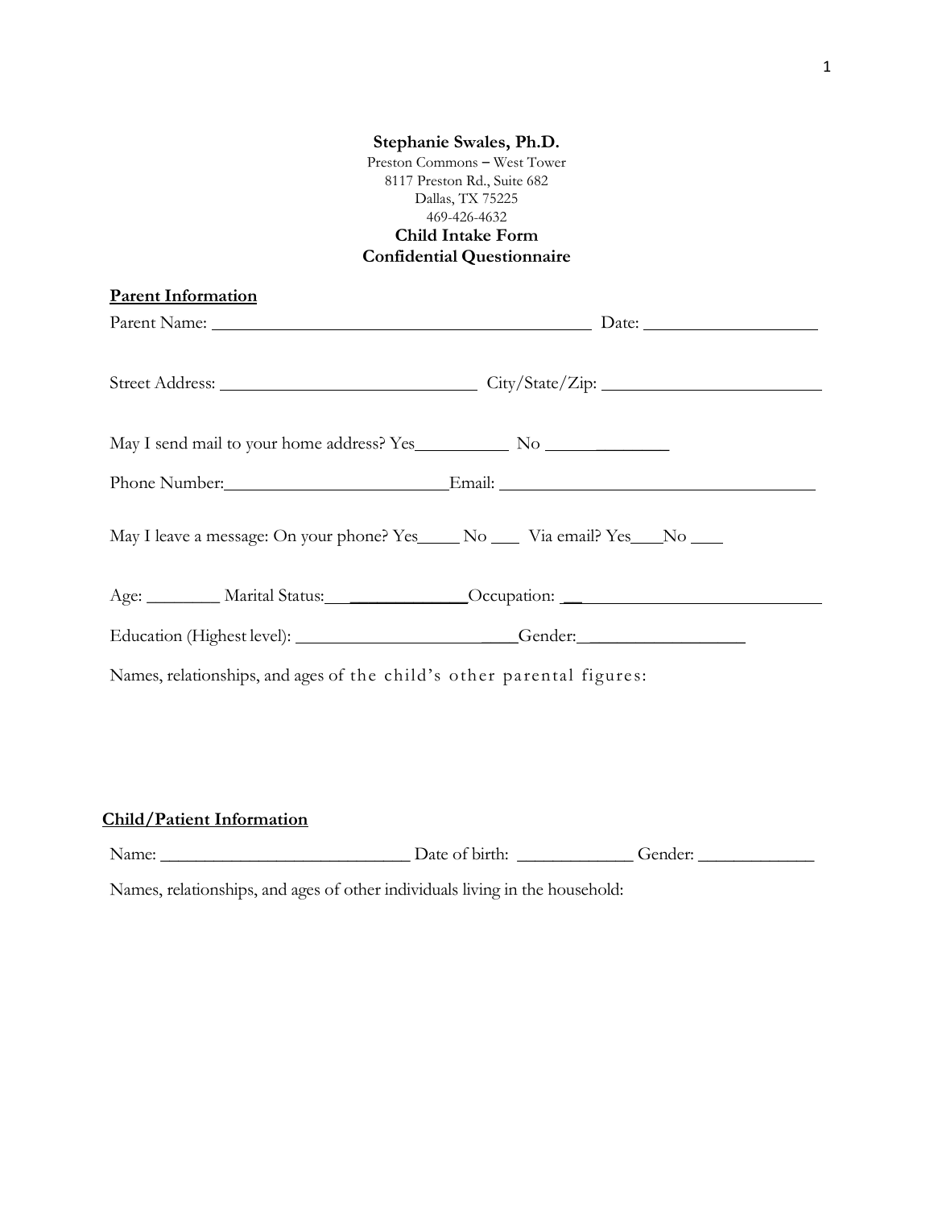**Stephanie Swales, Ph.D.**
Preston Commons – West Tower
8117 Preston Rd., Suite 682
Dallas, TX 75225
469-426-4632

**Child Intake Form**
**Confidential Questionnaire**

**Parent Information**

Parent Name: ____________________________________________ Date: ____________________

Street Address: ______________________________ City/State/Zip: __________________________

May I send mail to your home address? Yes__________ No ______________

Phone Number:________________________Email: ___________________________________

May I leave a message: On your phone? Yes_____ No ___ Via email? Yes___No ___

Age: ________ Marital Status:_______________Occupation: ____________________________

Education (Highest level): ___________________________Gender:__________________

Names, relationships, and ages of the child's other parental figures:

**Child/Patient Information**

Name: ____________________________ Date of birth: _____________ Gender: _____________

Names, relationships, and ages of other individuals living in the household: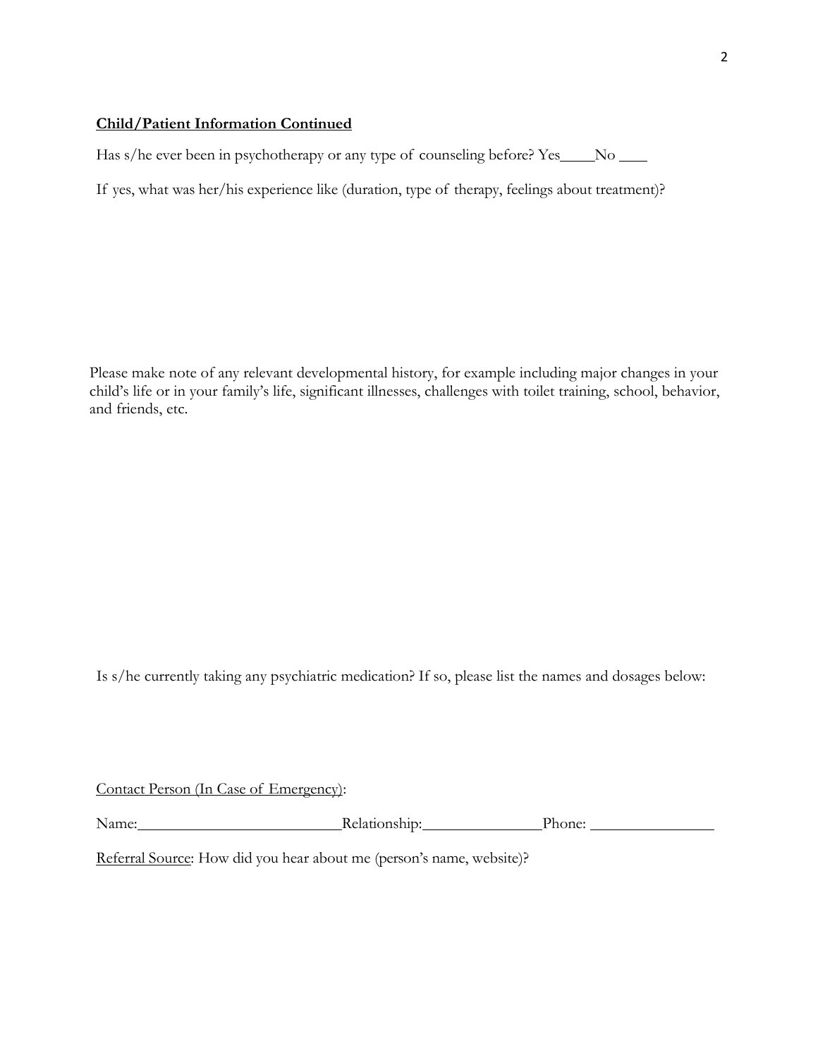**Child/Patient Information Continued**

Has s/he ever been in psychotherapy or any type of counseling before? Yes____No ____

If yes, what was her/his experience like (duration, type of therapy, feelings about treatment)?

Please make note of any relevant developmental history, for example including major changes in your child's life or in your family's life, significant illnesses, challenges with toilet training, school, behavior, and friends, etc.

Is s/he currently taking any psychiatric medication? If so, please list the names and dosages below:

Contact Person (In Case of Emergency):

Name:__________________________ Relationship:________________ Phone: ________________

Referral Source: How did you hear about me (person's name, website)?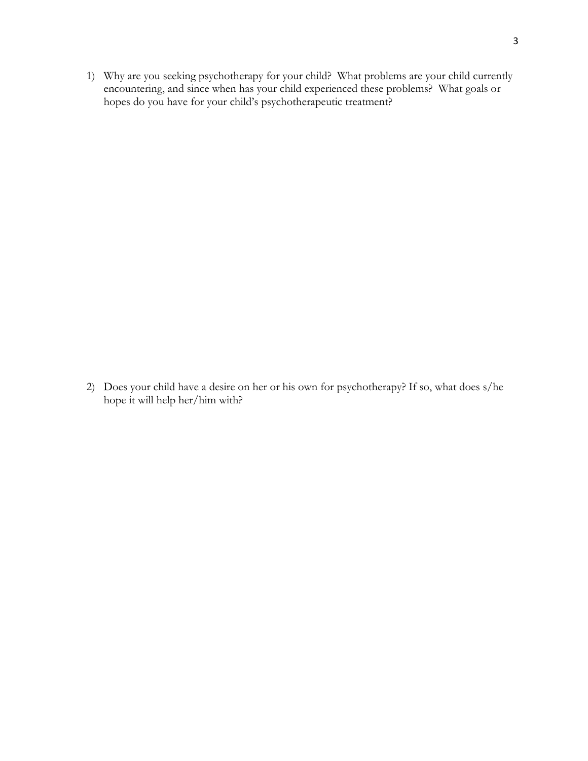1) Why are you seeking psychotherapy for your child? What problems are your child currently encountering, and since when has your child experienced these problems? What goals or hopes do you have for your child's psychotherapeutic treatment?

2) Does your child have a desire on her or his own for psychotherapy? If so, what does s/he hope it will help her/him with?